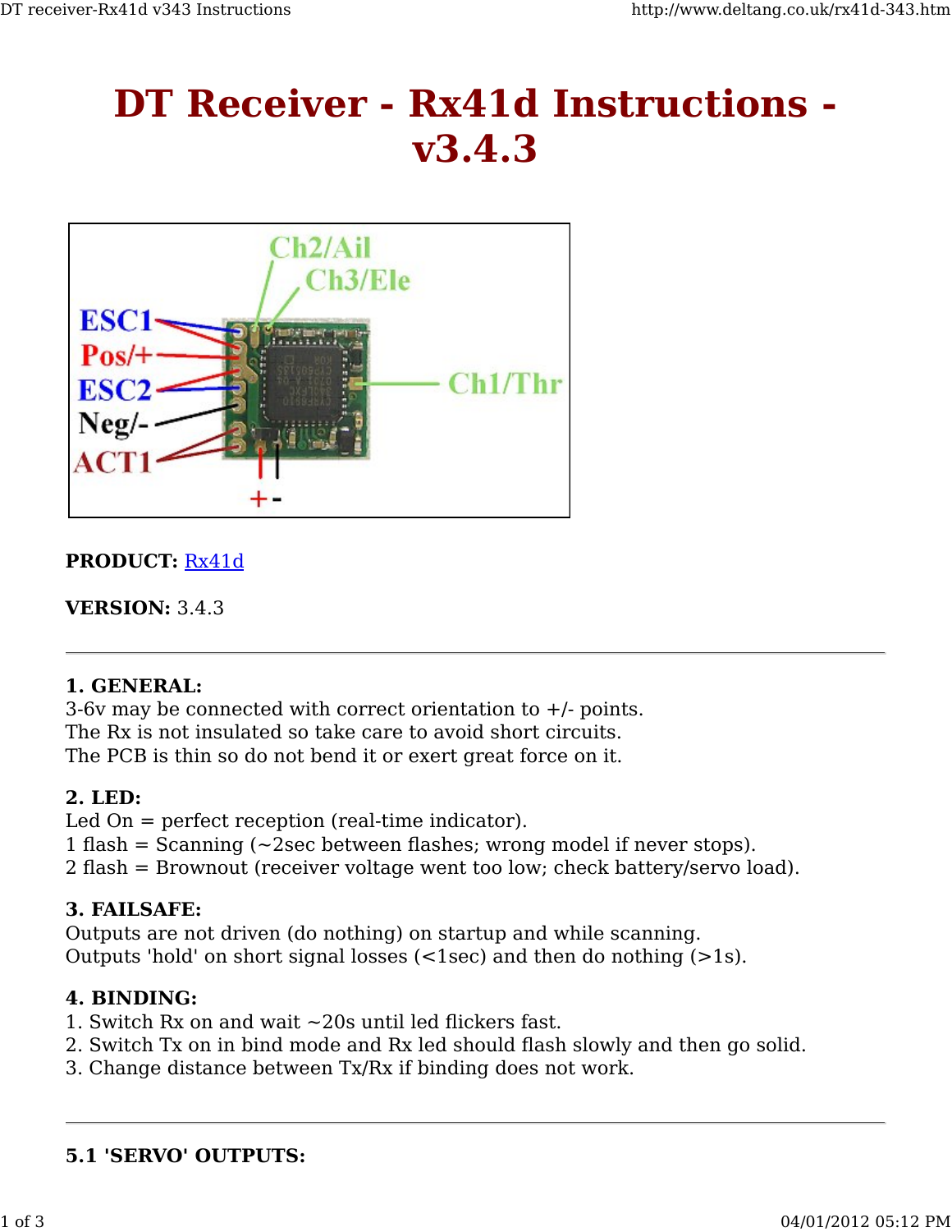# DT Receiver - Rx41d Instructions - v3.4.3

**PRODUCT:** Rx41d

**VERSION:** 3.4.3

---

**1. GENERAL:**
3-6v may be connected with correct orientation to +/- points.
The Rx is not insulated so take care to avoid short circuits.
The PCB is thin so do not bend it or exert great force on it.

**2. LED:**
Led On = perfect reception (real-time indicator).
1 flash = Scanning (~2sec between flashes; wrong model if never stops).
2 flash = Brownout (receiver voltage went too low; check battery/servo load).

**3. FAILSAFE:**
Outputs are not driven (do nothing) on startup and while scanning.
Outputs 'hold' on short signal losses (<1sec) and then do nothing (>1s).

**4. BINDING:**
1. Switch Rx on and wait ~20s until led flickers fast.
2. Switch Tx on in bind mode and Rx led should flash slowly and then go solid.
3. Change distance between Tx/Rx if binding does not work.

---

**5.1 'SERVO' OUTPUTS:**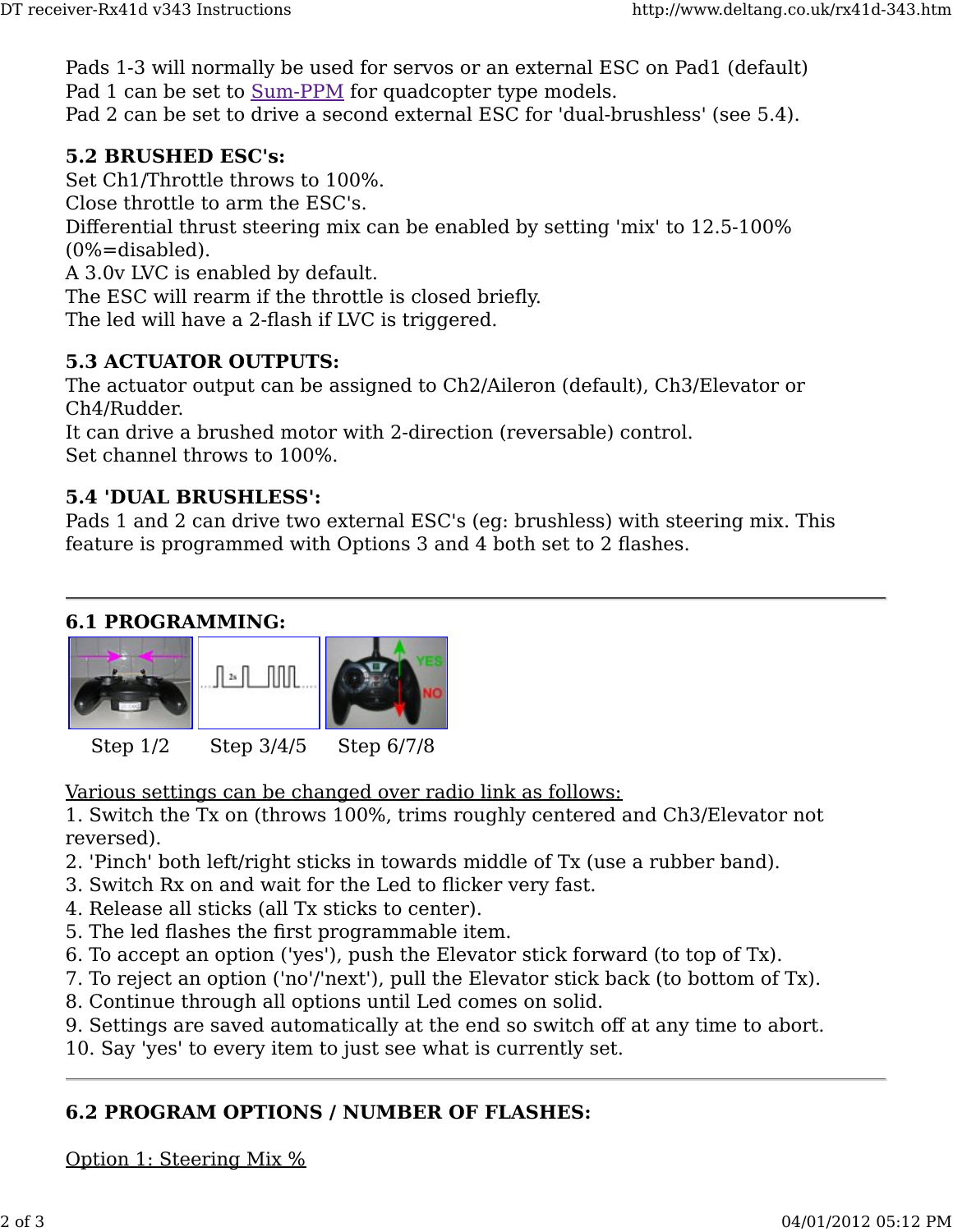Pads 1-3 will normally be used for servos or an external ESC on Pad1 (default)
Pad 1 can be set to Sum-PPM for quadcopter type models.
Pad 2 can be set to drive a second external ESC for 'dual-brushless' (see 5.4).

### 5.2 BRUSHED ESC's:

Set Ch1/Throttle throws to 100%.
Close throttle to arm the ESC's.
Differential thrust steering mix can be enabled by setting 'mix' to 12.5-100% (0%=disabled).
A 3.0v LVC is enabled by default.
The ESC will rearm if the throttle is closed briefly.
The led will have a 2-flash if LVC is triggered.

### 5.3 ACTUATOR OUTPUTS:

The actuator output can be assigned to Ch2/Aileron (default), Ch3/Elevator or Ch4/Rudder.
It can drive a brushed motor with 2-direction (reversable) control.
Set channel throws to 100%.

### 5.4 'DUAL BRUSHLESS':

Pads 1 and 2 can drive two external ESC's (eg: brushless) with steering mix. This feature is programmed with Options 3 and 4 both set to 2 flashes.

---

### 6.1 PROGRAMMING:

Step 1/2 &nbsp;&nbsp; Step 3/4/5 &nbsp;&nbsp; Step 6/7/8

Various settings can be changed over radio link as follows:

1. Switch the Tx on (throws 100%, trims roughly centered and Ch3/Elevator not reversed).
2. 'Pinch' both left/right sticks in towards middle of Tx (use a rubber band).
3. Switch Rx on and wait for the Led to flicker very fast.
4. Release all sticks (all Tx sticks to center).
5. The led flashes the first programmable item.
6. To accept an option ('yes'), push the Elevator stick forward (to top of Tx).
7. To reject an option ('no'/'next'), pull the Elevator stick back (to bottom of Tx).
8. Continue through all options until Led comes on solid.
9. Settings are saved automatically at the end so switch off at any time to abort.
10. Say 'yes' to every item to just see what is currently set.

---

### 6.2 PROGRAM OPTIONS / NUMBER OF FLASHES:

Option 1: Steering Mix %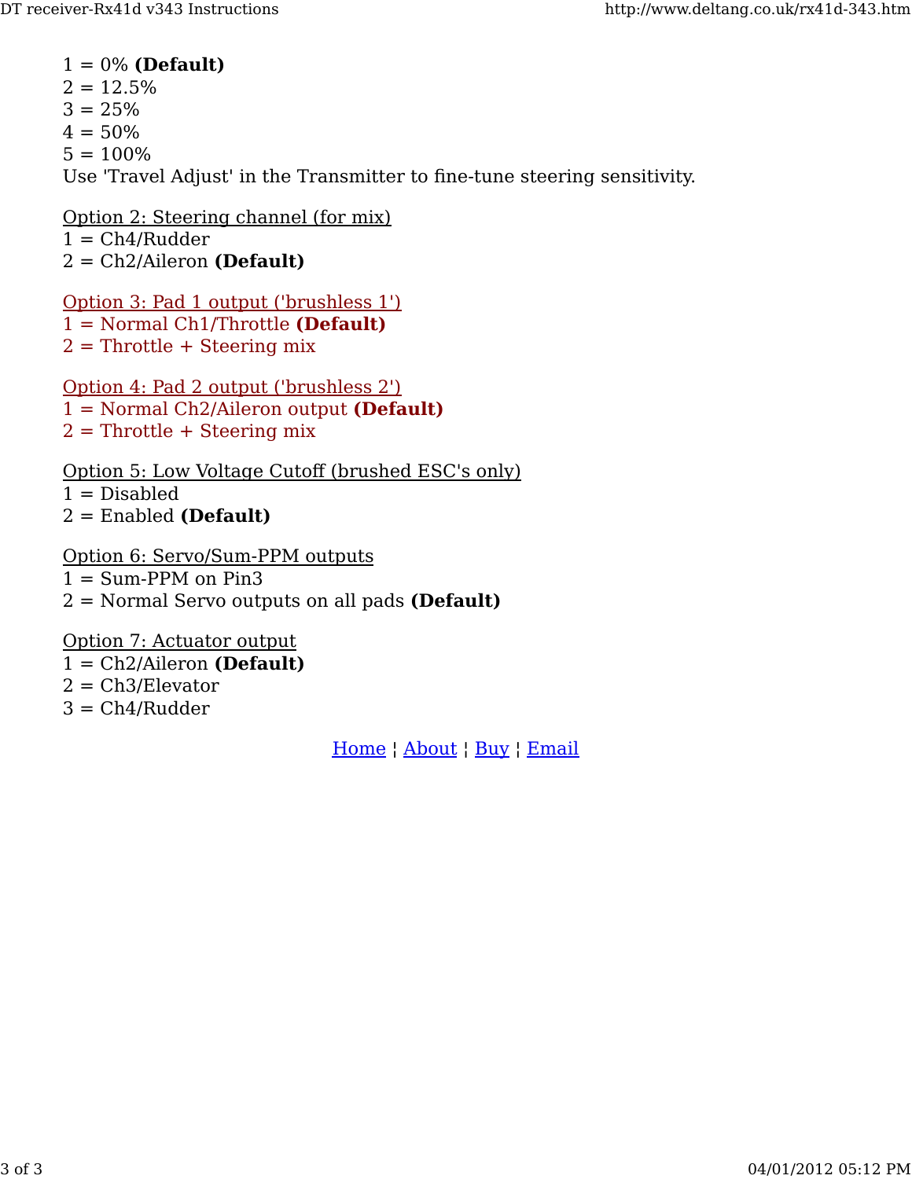1 = 0% **(Default)**
2 = 12.5%
3 = 25%
4 = 50%
5 = 100%
Use 'Travel Adjust' in the Transmitter to fine-tune steering sensitivity.

Option 2: Steering channel (for mix)
1 = Ch4/Rudder
2 = Ch2/Aileron **(Default)**

Option 3: Pad 1 output ('brushless 1')
1 = Normal Ch1/Throttle **(Default)**
2 = Throttle + Steering mix

Option 4: Pad 2 output ('brushless 2')
1 = Normal Ch2/Aileron output **(Default)**
2 = Throttle + Steering mix

Option 5: Low Voltage Cutoff (brushed ESC's only)
1 = Disabled
2 = Enabled **(Default)**

Option 6: Servo/Sum-PPM outputs
1 = Sum-PPM on Pin3
2 = Normal Servo outputs on all pads **(Default)**

Option 7: Actuator output
1 = Ch2/Aileron **(Default)**
2 = Ch3/Elevator
3 = Ch4/Rudder

Home ¦ About ¦ Buy ¦ Email